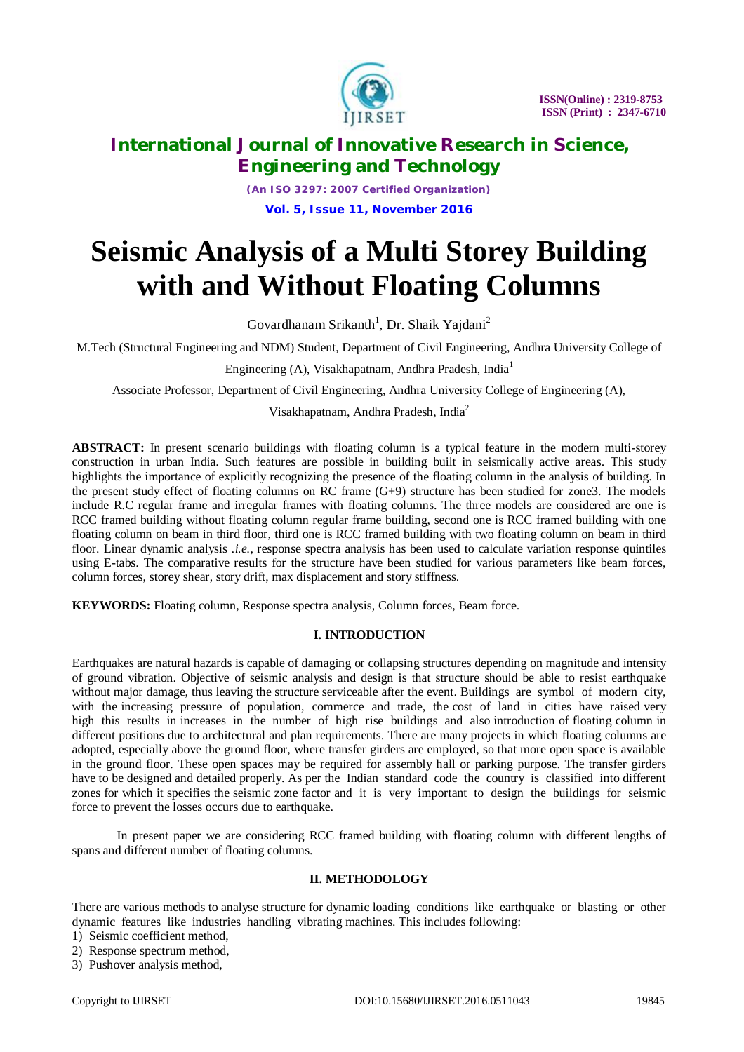# Seismic Analysis of a Multi Storey Building with and Without Floating Columns

Govardhanam Srikanth[1], Dr. Shaik Yajdani[2]

M.Tech (Structural Engineering and NDM) Student, Department of Civil Engineering, Andhra University College of Engineering (A), Visakhapatnam, Andhra Pradesh, India[1]

Associate Professor, Department of Civil Engineering, Andhra University College of Engineering (A), Visakhapatnam, Andhra Pradesh, India[2]

**ABSTRACT:** In present scenario buildings with floating column is a typical feature in the modern multi-storey construction in urban India. Such features are possible in building built in seismically active areas. This study highlights the importance of explicitly recognizing the presence of the floating column in the analysis of building. In the present study effect of floating columns on RC frame (G+9) structure has been studied for zone3. The models include R.C regular frame and irregular frames with floating columns. The three models are considered are one is RCC framed building without floating column regular frame building, second one is RCC framed building with one floating column on beam in third floor, third one is RCC framed building with two floating column on beam in third floor. Linear dynamic analysis *.i.e.*, response spectra analysis has been used to calculate variation response quintiles using E-tabs. The comparative results for the structure have been studied for various parameters like beam forces, column forces, storey shear, story drift, max displacement and story stiffness.

**KEYWORDS:** Floating column, Response spectra analysis, Column forces, Beam force.

## I. INTRODUCTION

Earthquakes are natural hazards is capable of damaging or collapsing structures depending on magnitude and intensity of ground vibration. Objective of seismic analysis and design is that structure should be able to resist earthquake without major damage, thus leaving the structure serviceable after the event. Buildings are symbol of modern city, with the increasing pressure of population, commerce and trade, the cost of land in cities have raised very high this results in increases in the number of high rise buildings and also introduction of floating column in different positions due to architectural and plan requirements. There are many projects in which floating columns are adopted, especially above the ground floor, where transfer girders are employed, so that more open space is available in the ground floor. These open spaces may be required for assembly hall or parking purpose. The transfer girders have to be designed and detailed properly. As per the Indian standard code the country is classified into different zones for which it specifies the seismic zone factor and it is very important to design the buildings for seismic force to prevent the losses occurs due to earthquake.

In present paper we are considering RCC framed building with floating column with different lengths of spans and different number of floating columns.

## II. METHODOLOGY

There are various methods to analyse structure for dynamic loading conditions like earthquake or blasting or other dynamic features like industries handling vibrating machines. This includes following:

1) Seismic coefficient method,
2) Response spectrum method,
3) Pushover analysis method,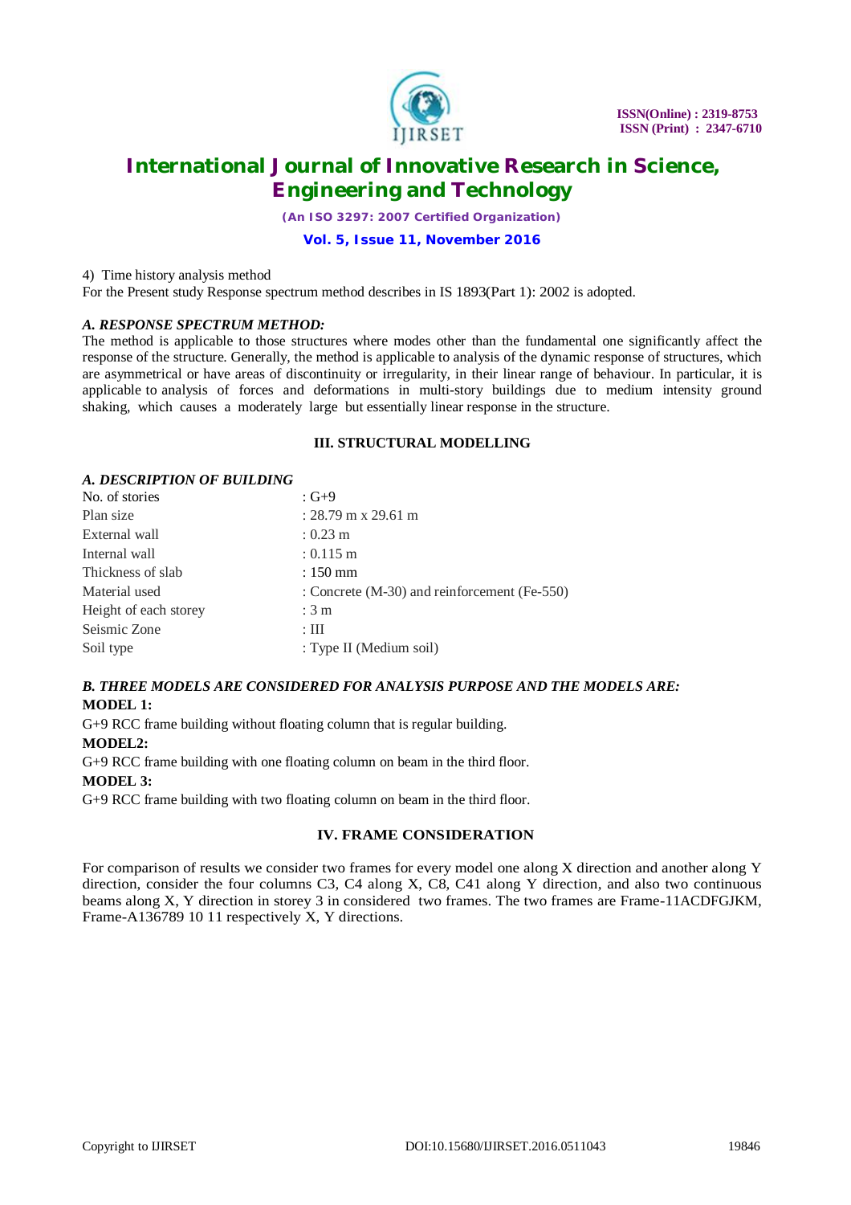4) Time history analysis method

For the Present study Response spectrum method describes in IS 1893(Part 1): 2002 is adopted.

### *A. RESPONSE SPECTRUM METHOD:*

The method is applicable to those structures where modes other than the fundamental one significantly affect the response of the structure. Generally, the method is applicable to analysis of the dynamic response of structures, which are asymmetrical or have areas of discontinuity or irregularity, in their linear range of behaviour. In particular, it is applicable to analysis of forces and deformations in multi-story buildings due to medium intensity ground shaking, which causes a moderately large but essentially linear response in the structure.

## III. STRUCTURAL MODELLING

### *A. DESCRIPTION OF BUILDING*

| | |
|---|---|
| No. of stories | : G+9 |
| Plan size | : 28.79 m x 29.61 m |
| External wall | : 0.23 m |
| Internal wall | : 0.115 m |
| Thickness of slab | : 150 mm |
| Material used | : Concrete (M-30) and reinforcement (Fe-550) |
| Height of each storey | : 3 m |
| Seismic Zone | : III |
| Soil type | : Type II (Medium soil) |

### *B. THREE MODELS ARE CONSIDERED FOR ANALYSIS PURPOSE AND THE MODELS ARE:*

**MODEL 1:**

G+9 RCC frame building without floating column that is regular building.

**MODEL2:**

G+9 RCC frame building with one floating column on beam in the third floor.

**MODEL 3:**

G+9 RCC frame building with two floating column on beam in the third floor.

## IV. FRAME CONSIDERATION

For comparison of results we consider two frames for every model one along X direction and another along Y direction, consider the four columns C3, C4 along X, C8, C41 along Y direction, and also two continuous beams along X, Y direction in storey 3 in considered two frames. The two frames are Frame-11ACDFGJKM, Frame-A136789 10 11 respectively X, Y directions.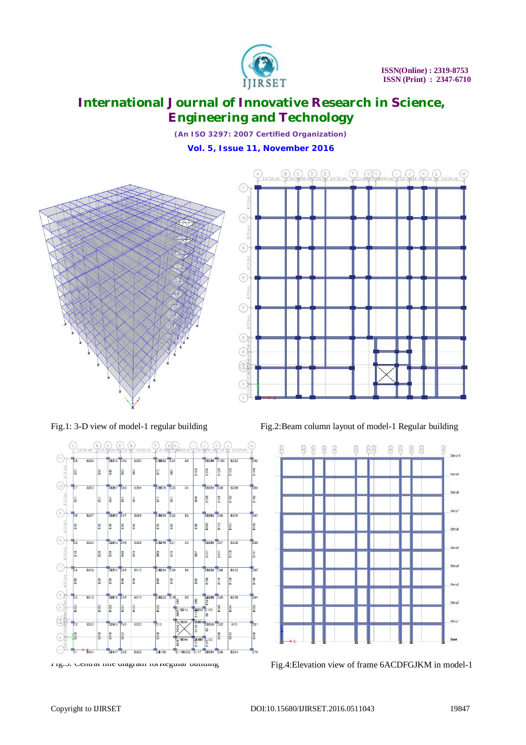Fig.1: 3-D view of model-1 regular building

Fig.2:Beam column layout of model-1 Regular building

Fig.3: Central line diagram forRegular building

Fig.4:Elevation view of frame 6ACDFGJKM in model-1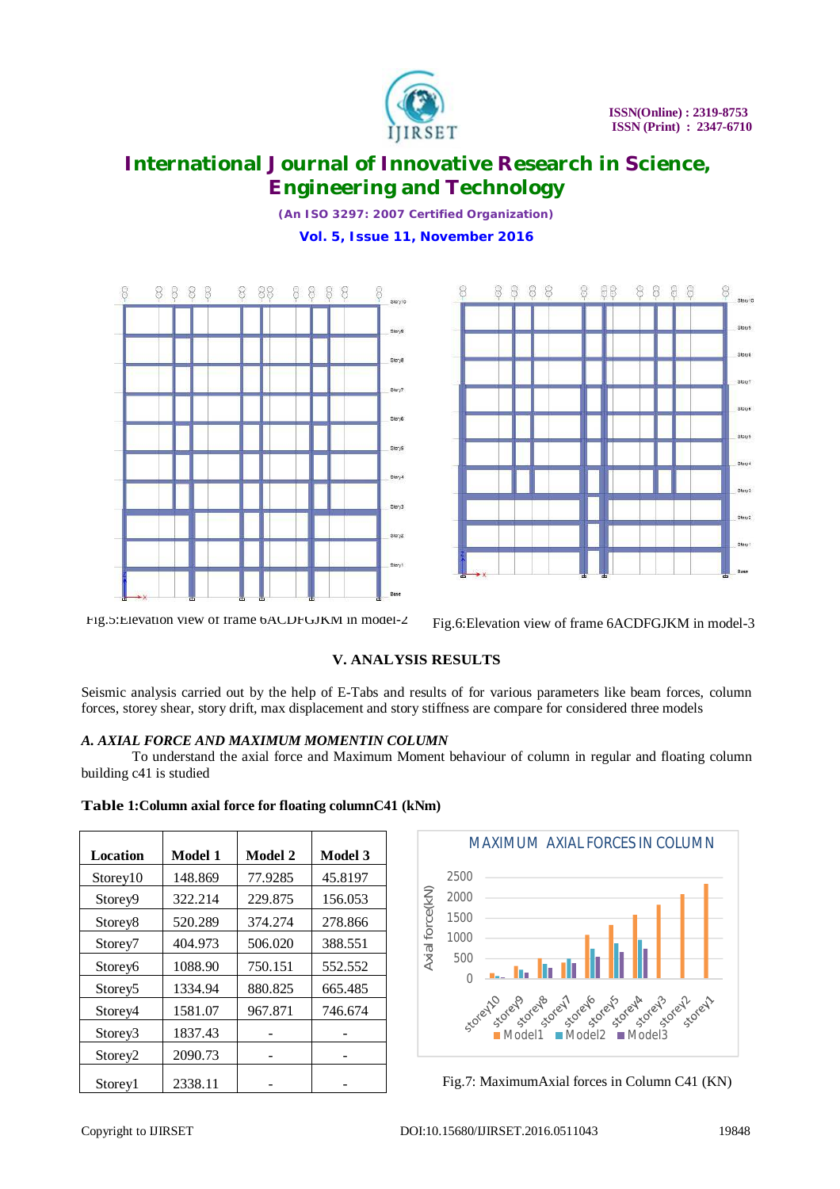Fig.5:Elevation view of frame 6ACDFGJKM in model-2

Fig.6:Elevation view of frame 6ACDFGJKM in model-3

## V. ANALYSIS RESULTS

Seismic analysis carried out by the help of E-Tabs and results of for various parameters like beam forces, column forces, storey shear, story drift, max displacement and story stiffness are compare for considered three models

### *A. AXIAL FORCE AND MAXIMUM MOMENTIN COLUMN*

To understand the axial force and Maximum Moment behaviour of column in regular and floating column building c41 is studied

**Table 1:Column axial force for floating columnC41 (kNm)**

| Location | Model 1 | Model 2 | Model 3 |
|---|---|---|---|
| Storey10 | 148.869 | 77.9285 | 45.8197 |
| Storey9 | 322.214 | 229.875 | 156.053 |
| Storey8 | 520.289 | 374.274 | 278.866 |
| Storey7 | 404.973 | 506.020 | 388.551 |
| Storey6 | 1088.90 | 750.151 | 552.552 |
| Storey5 | 1334.94 | 880.825 | 665.485 |
| Storey4 | 1581.07 | 967.871 | 746.674 |
| Storey3 | 1837.43 | - | - |
| Storey2 | 2090.73 | - | - |
| Storey1 | 2338.11 | - | - |

Fig.7: MaximumAxial forces in Column C41 (KN)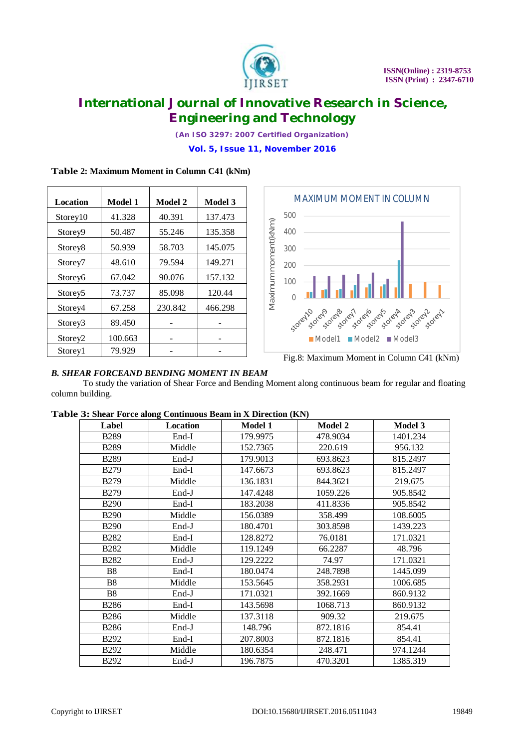**Table 2: Maximum Moment in Column C41 (kNm)**

| Location | Model 1 | Model 2 | Model 3 |
|---|---|---|---|
| Storey10 | 41.328 | 40.391 | 137.473 |
| Storey9 | 50.487 | 55.246 | 135.358 |
| Storey8 | 50.939 | 58.703 | 145.075 |
| Storey7 | 48.610 | 79.594 | 149.271 |
| Storey6 | 67.042 | 90.076 | 157.132 |
| Storey5 | 73.737 | 85.098 | 120.44 |
| Storey4 | 67.258 | 230.842 | 466.298 |
| Storey3 | 89.450 | - | - |
| Storey2 | 100.663 | - | - |
| Storey1 | 79.929 | - | - |

Fig.8: Maximum Moment in Column C41 (kNm)

### *B. SHEAR FORCEAND BENDING MOMENT IN BEAM*

To study the variation of Shear Force and Bending Moment along continuous beam for regular and floating column building.

**Table 3: Shear Force along Continuous Beam in X Direction (KN)**

| Label | Location | Model 1 | Model 2 | Model 3 |
|---|---|---|---|---|
| B289 | End-I | 179.9975 | 478.9034 | 1401.234 |
| B289 | Middle | 152.7365 | 220.619 | 956.132 |
| B289 | End-J | 179.9013 | 693.8623 | 815.2497 |
| B279 | End-I | 147.6673 | 693.8623 | 815.2497 |
| B279 | Middle | 136.1831 | 844.3621 | 219.675 |
| B279 | End-J | 147.4248 | 1059.226 | 905.8542 |
| B290 | End-I | 183.2038 | 411.8336 | 905.8542 |
| B290 | Middle | 156.0389 | 358.499 | 108.6005 |
| B290 | End-J | 180.4701 | 303.8598 | 1439.223 |
| B282 | End-I | 128.8272 | 76.0181 | 171.0321 |
| B282 | Middle | 119.1249 | 66.2287 | 48.796 |
| B282 | End-J | 129.2222 | 74.97 | 171.0321 |
| B8 | End-I | 180.0474 | 248.7898 | 1445.099 |
| B8 | Middle | 153.5645 | 358.2931 | 1006.685 |
| B8 | End-J | 171.0321 | 392.1669 | 860.9132 |
| B286 | End-I | 143.5698 | 1068.713 | 860.9132 |
| B286 | Middle | 137.3118 | 909.32 | 219.675 |
| B286 | End-J | 148.796 | 872.1816 | 854.41 |
| B292 | End-I | 207.8003 | 872.1816 | 854.41 |
| B292 | Middle | 180.6354 | 248.471 | 974.1244 |
| B292 | End-J | 196.7875 | 470.3201 | 1385.319 |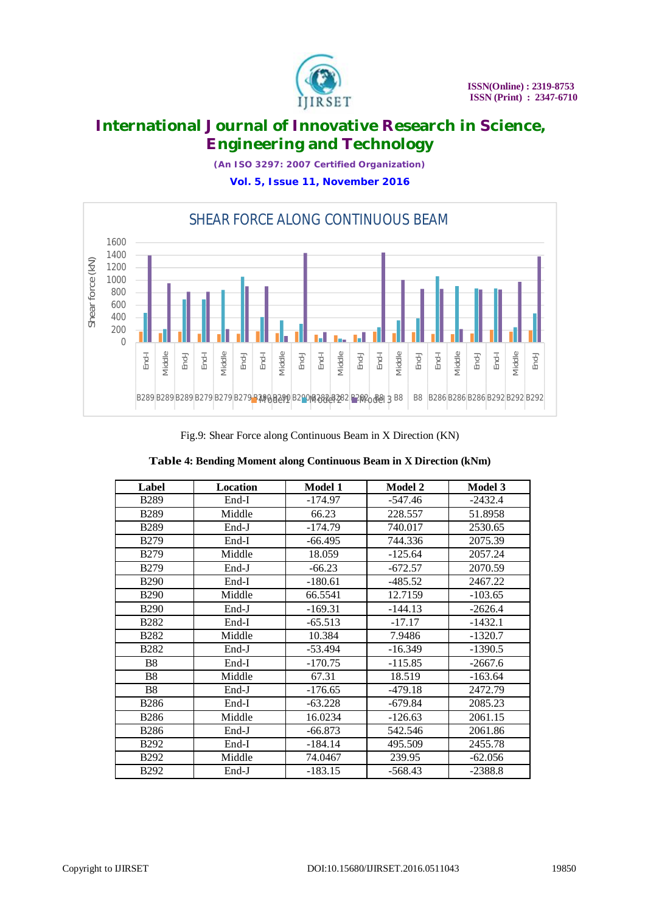Fig.9: Shear Force along Continuous Beam in X Direction (KN)

**Table 4: Bending Moment along Continuous Beam in X Direction (kNm)**

| Label | Location | Model 1 | Model 2 | Model 3 |
|---|---|---|---|---|
| B289 | End-I | -174.97 | -547.46 | -2432.4 |
| B289 | Middle | 66.23 | 228.557 | 51.8958 |
| B289 | End-J | -174.79 | 740.017 | 2530.65 |
| B279 | End-I | -66.495 | 744.336 | 2075.39 |
| B279 | Middle | 18.059 | -125.64 | 2057.24 |
| B279 | End-J | -66.23 | -672.57 | 2070.59 |
| B290 | End-I | -180.61 | -485.52 | 2467.22 |
| B290 | Middle | 66.5541 | 12.7159 | -103.65 |
| B290 | End-J | -169.31 | -144.13 | -2626.4 |
| B282 | End-I | -65.513 | -17.17 | -1432.1 |
| B282 | Middle | 10.384 | 7.9486 | -1320.7 |
| B282 | End-J | -53.494 | -16.349 | -1390.5 |
| B8 | End-I | -170.75 | -115.85 | -2667.6 |
| B8 | Middle | 67.31 | 18.519 | -163.64 |
| B8 | End-J | -176.65 | -479.18 | 2472.79 |
| B286 | End-I | -63.228 | -679.84 | 2085.23 |
| B286 | Middle | 16.0234 | -126.63 | 2061.15 |
| B286 | End-J | -66.873 | 542.546 | 2061.86 |
| B292 | End-I | -184.14 | 495.509 | 2455.78 |
| B292 | Middle | 74.0467 | 239.95 | -62.056 |
| B292 | End-J | -183.15 | -568.43 | -2388.8 |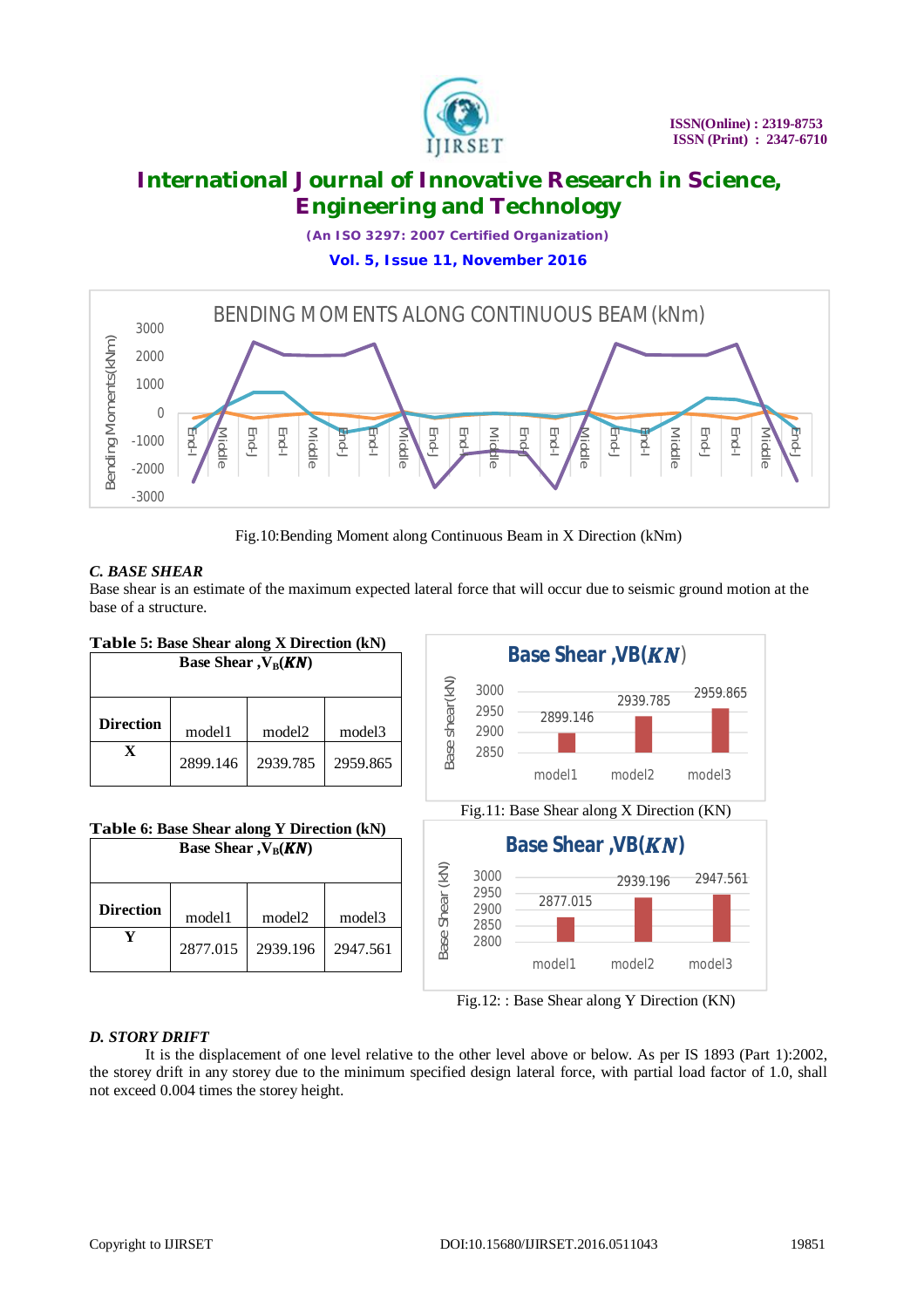Fig.10:Bending Moment along Continuous Beam in X Direction (kNm)

### *C. BASE SHEAR*

Base shear is an estimate of the maximum expected lateral force that will occur due to seismic ground motion at the base of a structure.

**Table 5: Base Shear along X Direction (kN)**

| Direction | Base Shear ,$V_B$(*KN*) | | |
|---|---|---|---|
| | model1 | model2 | model3 |
| **X** | 2899.146 | 2939.785 | 2959.865 |

Fig.11: Base Shear along X Direction (KN)

**Table 6: Base Shear along Y Direction (kN)**

| Direction | Base Shear ,$V_B$(*KN*) | | |
|---|---|---|---|
| | model1 | model2 | model3 |
| **Y** | 2877.015 | 2939.196 | 2947.561 |

Fig.12: : Base Shear along Y Direction (KN)

### *D. STORY DRIFT*

It is the displacement of one level relative to the other level above or below. As per IS 1893 (Part 1):2002, the storey drift in any storey due to the minimum specified design lateral force, with partial load factor of 1.0, shall not exceed 0.004 times the storey height.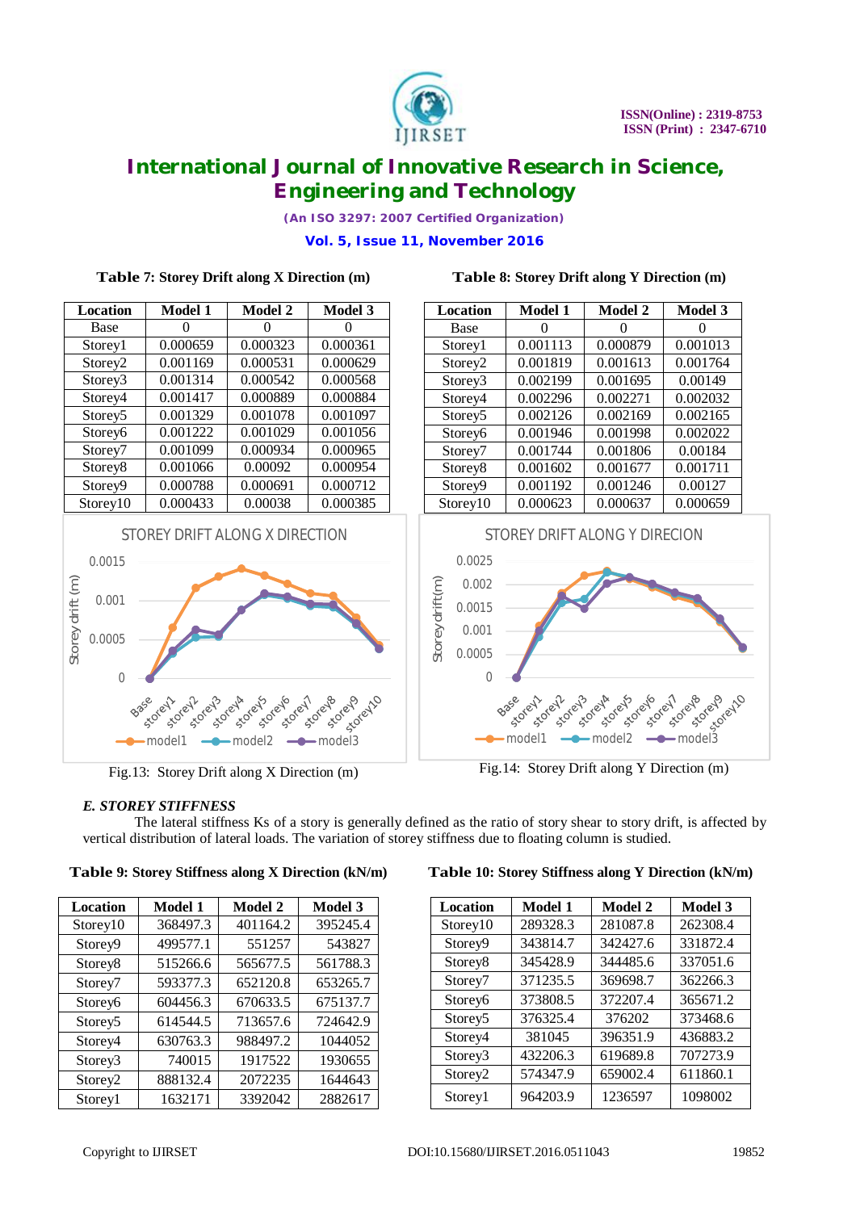**Table 7: Storey Drift along X Direction (m)**

| Location | Model 1 | Model 2 | Model 3 |
|---|---|---|---|
| Base | 0 | 0 | 0 |
| Storey1 | 0.000659 | 0.000323 | 0.000361 |
| Storey2 | 0.001169 | 0.000531 | 0.000629 |
| Storey3 | 0.001314 | 0.000542 | 0.000568 |
| Storey4 | 0.001417 | 0.000889 | 0.000884 |
| Storey5 | 0.001329 | 0.001078 | 0.001097 |
| Storey6 | 0.001222 | 0.001029 | 0.001056 |
| Storey7 | 0.001099 | 0.000934 | 0.000965 |
| Storey8 | 0.001066 | 0.00092 | 0.000954 |
| Storey9 | 0.000788 | 0.000691 | 0.000712 |
| Storey10 | 0.000433 | 0.00038 | 0.000385 |

Fig.13: Storey Drift along X Direction (m)

**Table 8: Storey Drift along Y Direction (m)**

| Location | Model 1 | Model 2 | Model 3 |
|---|---|---|---|
| Base | 0 | 0 | 0 |
| Storey1 | 0.001113 | 0.000879 | 0.001013 |
| Storey2 | 0.001819 | 0.001613 | 0.001764 |
| Storey3 | 0.002199 | 0.001695 | 0.00149 |
| Storey4 | 0.002296 | 0.002271 | 0.002032 |
| Storey5 | 0.002126 | 0.002169 | 0.002165 |
| Storey6 | 0.001946 | 0.001998 | 0.002022 |
| Storey7 | 0.001744 | 0.001806 | 0.00184 |
| Storey8 | 0.001602 | 0.001677 | 0.001711 |
| Storey9 | 0.001192 | 0.001246 | 0.00127 |
| Storey10 | 0.000623 | 0.000637 | 0.000659 |

Fig.14: Storey Drift along Y Direction (m)

### *E. STOREY STIFFNESS*

The lateral stiffness Ks of a story is generally defined as the ratio of story shear to story drift, is affected by vertical distribution of lateral loads. The variation of storey stiffness due to floating column is studied.

**Table 9: Storey Stiffness along X Direction (kN/m)**

| Location | Model 1 | Model 2 | Model 3 |
|---|---|---|---|
| Storey10 | 368497.3 | 401164.2 | 395245.4 |
| Storey9 | 499577.1 | 551257 | 543827 |
| Storey8 | 515266.6 | 565677.5 | 561788.3 |
| Storey7 | 593377.3 | 652120.8 | 653265.7 |
| Storey6 | 604456.3 | 670633.5 | 675137.7 |
| Storey5 | 614544.5 | 713657.6 | 724642.9 |
| Storey4 | 630763.3 | 988497.2 | 1044052 |
| Storey3 | 740015 | 1917522 | 1930655 |
| Storey2 | 888132.4 | 2072235 | 1644643 |
| Storey1 | 1632171 | 3392042 | 2882617 |

**Table 10: Storey Stiffness along Y Direction (kN/m)**

| Location | Model 1 | Model 2 | Model 3 |
|---|---|---|---|
| Storey10 | 289328.3 | 281087.8 | 262308.4 |
| Storey9 | 343814.7 | 342427.6 | 331872.4 |
| Storey8 | 345428.9 | 344485.6 | 337051.6 |
| Storey7 | 371235.5 | 369698.7 | 362266.3 |
| Storey6 | 373808.5 | 372207.4 | 365671.2 |
| Storey5 | 376325.4 | 376202 | 373468.6 |
| Storey4 | 381045 | 396351.9 | 436883.2 |
| Storey3 | 432206.3 | 619689.8 | 707273.9 |
| Storey2 | 574347.9 | 659002.4 | 611860.1 |
| Storey1 | 964203.9 | 1236597 | 1098002 |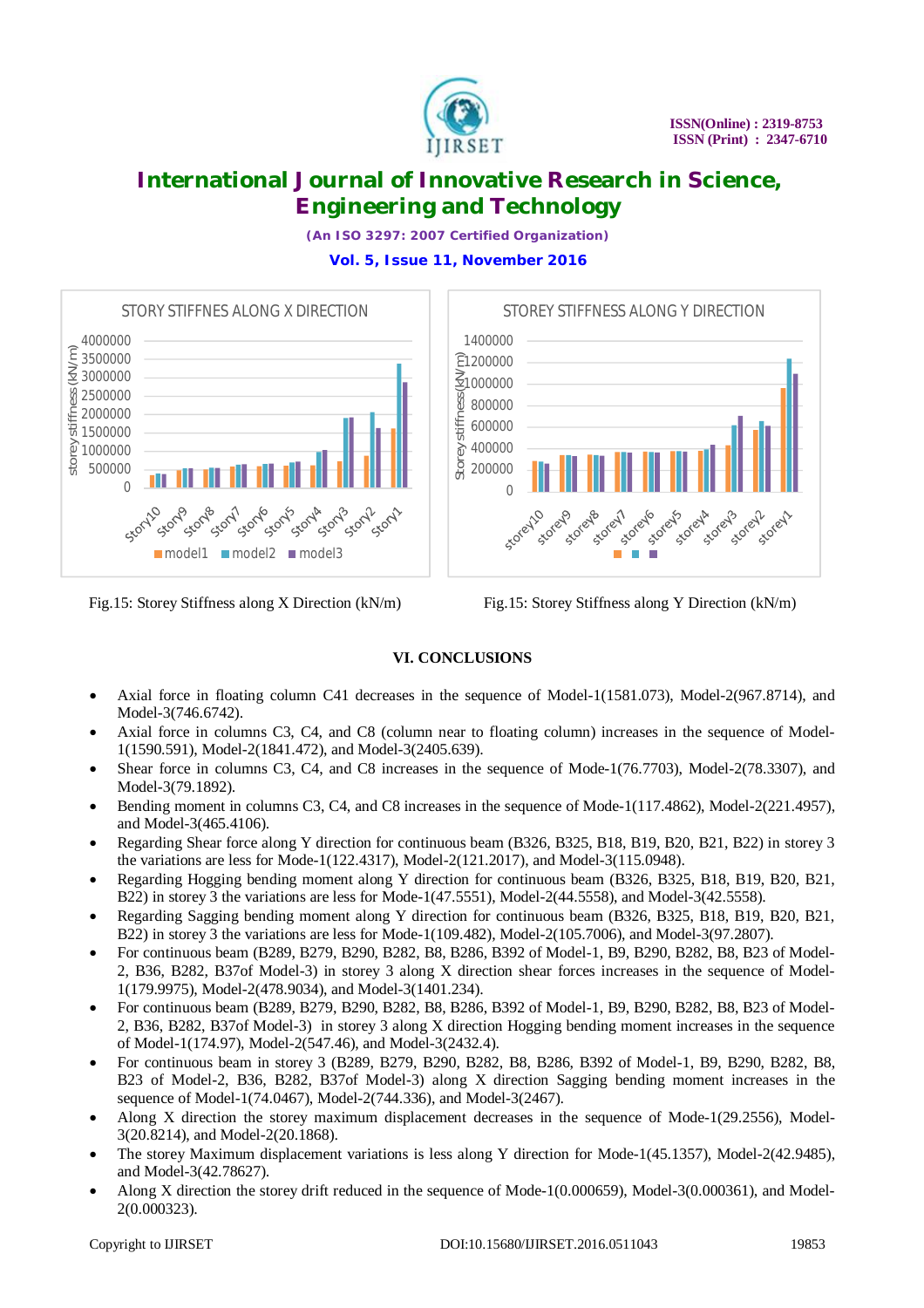Fig.15: Storey Stiffness along X Direction (kN/m)

Fig.15: Storey Stiffness along Y Direction (kN/m)

## VI. CONCLUSIONS

- Axial force in floating column C41 decreases in the sequence of Model-1(1581.073), Model-2(967.8714), and Model-3(746.6742).
- Axial force in columns C3, C4, and C8 (column near to floating column) increases in the sequence of Model-1(1590.591), Model-2(1841.472), and Model-3(2405.639).
- Shear force in columns C3, C4, and C8 increases in the sequence of Mode-1(76.7703), Model-2(78.3307), and Model-3(79.1892).
- Bending moment in columns C3, C4, and C8 increases in the sequence of Mode-1(117.4862), Model-2(221.4957), and Model-3(465.4106).
- Regarding Shear force along Y direction for continuous beam (B326, B325, B18, B19, B20, B21, B22) in storey 3 the variations are less for Mode-1(122.4317), Model-2(121.2017), and Model-3(115.0948).
- Regarding Hogging bending moment along Y direction for continuous beam (B326, B325, B18, B19, B20, B21, B22) in storey 3 the variations are less for Mode-1(47.5551), Model-2(44.5558), and Model-3(42.5558).
- Regarding Sagging bending moment along Y direction for continuous beam (B326, B325, B18, B19, B20, B21, B22) in storey 3 the variations are less for Mode-1(109.482), Model-2(105.7006), and Model-3(97.2807).
- For continuous beam (B289, B279, B290, B282, B8, B286, B392 of Model-1, B9, B290, B282, B8, B23 of Model-2, B36, B282, B37of Model-3) in storey 3 along X direction shear forces increases in the sequence of Model-1(179.9975), Model-2(478.9034), and Model-3(1401.234).
- For continuous beam (B289, B279, B290, B282, B8, B286, B392 of Model-1, B9, B290, B282, B8, B23 of Model-2, B36, B282, B37of Model-3) in storey 3 along X direction Hogging bending moment increases in the sequence of Model-1(174.97), Model-2(547.46), and Model-3(2432.4).
- For continuous beam in storey 3 (B289, B279, B290, B282, B8, B286, B392 of Model-1, B9, B290, B282, B8, B23 of Model-2, B36, B282, B37of Model-3) along X direction Sagging bending moment increases in the sequence of Model-1(74.0467), Model-2(744.336), and Model-3(2467).
- Along X direction the storey maximum displacement decreases in the sequence of Mode-1(29.2556), Model-3(20.8214), and Model-2(20.1868).
- The storey Maximum displacement variations is less along Y direction for Mode-1(45.1357), Model-2(42.9485), and Model-3(42.78627).
- Along X direction the storey drift reduced in the sequence of Mode-1(0.000659), Model-3(0.000361), and Model-2(0.000323).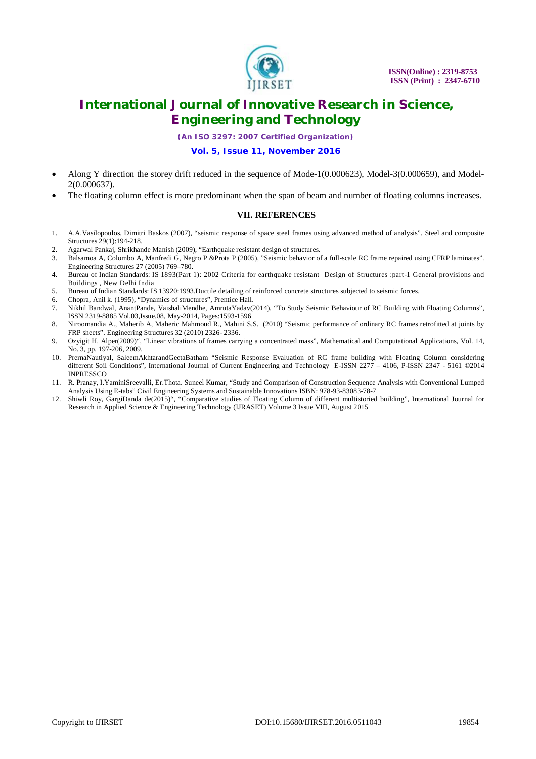- Along Y direction the storey drift reduced in the sequence of Mode-1(0.000623), Model-3(0.000659), and Model-2(0.000637).
- The floating column effect is more predominant when the span of beam and number of floating columns increases.

## VII. REFERENCES

1. A.A.Vasilopoulos, Dimitri Baskos (2007), "seismic response of space steel frames using advanced method of analysis". Steel and composite Structures 29(1):194-218.
2. Agarwal Pankaj, Shrikhande Manish (2009), "Earthquake resistant design of structures.
3. Balsamoa A, Colombo A, Manfredi G, Negro P &Prota P (2005), "Seismic behavior of a full-scale RC frame repaired using CFRP laminates". Engineering Structures 27 (2005) 769–780.
4. Bureau of Indian Standards: IS 1893(Part 1): 2002 Criteria for earthquake resistant Design of Structures :part-1 General provisions and Buildings , New Delhi India
5. Bureau of Indian Standards: IS 13920:1993.Ductile detailing of reinforced concrete structures subjected to seismic forces.
6. Chopra, Anil k. (1995), "Dynamics of structures", Prentice Hall.
7. Nikhil Bandwal, AnantPande, VaishaliMendhe, AmrutaYadav(2014), "To Study Seismic Behaviour of RC Building with Floating Columns", ISSN 2319-8885 Vol.03,Issue.08, May-2014, Pages:1593-1596
8. Niroomandia A., Maherib A, Maheric Mahmoud R., Mahini S.S. (2010) "Seismic performance of ordinary RC frames retrofitted at joints by FRP sheets". Engineering Structures 32 (2010) 2326- 2336.
9. Ozyigit H. Alper(2009)", "Linear vibrations of frames carrying a concentrated mass", Mathematical and Computational Applications, Vol. 14, No. 3, pp. 197-206, 2009.
10. PrernaNautiyal, SaleemAkhtarandGeetaBatham "Seismic Response Evaluation of RC frame building with Floating Column considering different Soil Conditions", International Journal of Current Engineering and Technology E-ISSN 2277 – 4106, P-ISSN 2347 - 5161 ©2014 INPRESSCO
11. R. Pranay, I.YaminiSreevalli, Er.Thota. Suneel Kumar, "Study and Comparison of Construction Sequence Analysis with Conventional Lumped Analysis Using E-tabs" Civil Engineering Systems and Sustainable Innovations ISBN: 978-93-83083-78-7
12. Shiwli Roy, GargiDanda de(2015)", "Comparative studies of Floating Column of different multistoried building", International Journal for Research in Applied Science & Engineering Technology (IJRASET) Volume 3 Issue VIII, August 2015